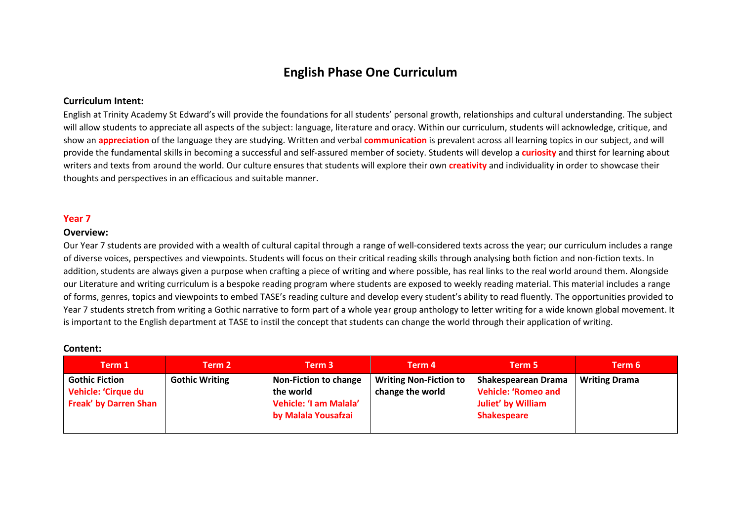# English Phase One Curriculum

**Curriculum Intent:**

English at Trinity Academy St Edward's will provide the foundations for all students' personal growth, relationships and cultural understanding. The subject will allow students to appreciate all aspects of the subject: language, literature and oracy. Within our curriculum, students will acknowledge, critique, and show an **appreciation** of the language they are studying. Written and verbal **communication** is prevalent across all learning topics in our subject, and will provide the fundamental skills in becoming a successful and self-assured member of society. Students will develop a **curiosity** and thirst for learning about writers and texts from around the world. Our culture ensures that students will explore their own **creativity** and individuality in order to showcase their thoughts and perspectives in an efficacious and suitable manner.

## Year 7

**Overview:**

Our Year 7 students are provided with a wealth of cultural capital through a range of well-considered texts across the year; our curriculum includes a range of diverse voices, perspectives and viewpoints. Students will focus on their critical reading skills through analysing both fiction and non-fiction texts. In addition, students are always given a purpose when crafting a piece of writing and where possible, has real links to the real world around them. Alongside our Literature and writing curriculum is a bespoke reading program where students are exposed to weekly reading material. This material includes a range of forms, genres, topics and viewpoints to embed TASE's reading culture and develop every student's ability to read fluently. The opportunities provided to Year 7 students stretch from writing a Gothic narrative to form part of a whole year group anthology to letter writing for a wide known global movement. It is important to the English department at TASE to instil the concept that students can change the world through their application of writing.

**Content:**

| Term 1 | Term 2 | Term 3 | Term 4 | Term 5 | Term 6 |
|---|---|---|---|---|---|
| **Gothic Fiction** **Vehicle: 'Cirque du Freak' by Darren Shan** | **Gothic Writing** | **Non-Fiction to change the world** **Vehicle: 'I am Malala' by Malala Yousafzai** | **Writing Non-Fiction to change the world** | **Shakespearean Drama** **Vehicle: 'Romeo and Juliet' by William Shakespeare** | **Writing Drama** |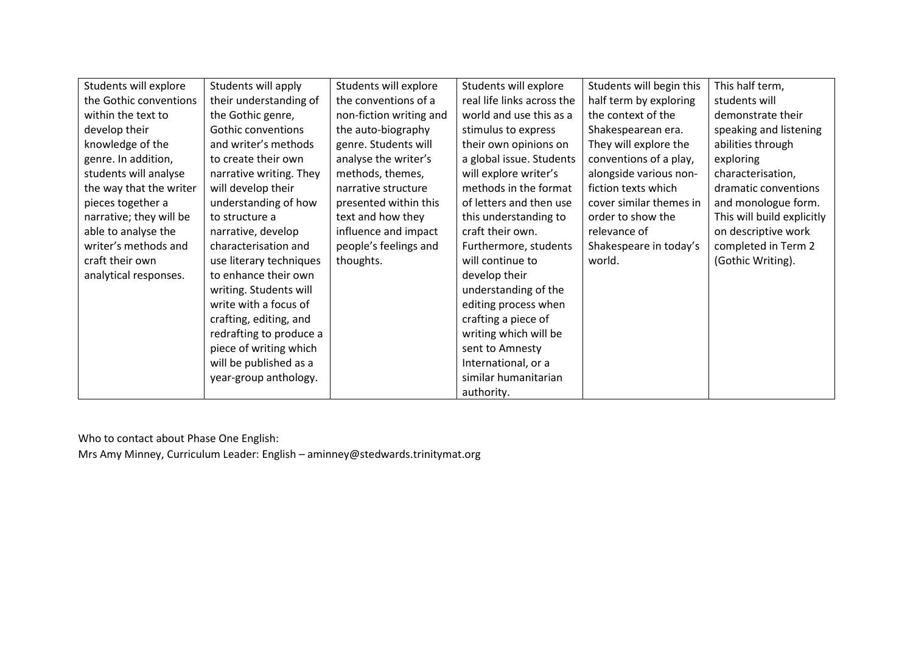| | | | | | |
|---|---|---|---|---|---|
| Students will explore the Gothic conventions within the text to develop their knowledge of the genre. In addition, students will analyse the way that the writer pieces together a narrative; they will be able to analyse the writer's methods and craft their own analytical responses. | Students will apply their understanding of the Gothic genre, Gothic conventions and writer's methods to create their own narrative writing. They will develop their understanding of how to structure a narrative, develop characterisation and use literary techniques to enhance their own writing. Students will write with a focus of crafting, editing, and redrafting to produce a piece of writing which will be published as a year-group anthology. | Students will explore the conventions of a non-fiction writing and the auto-biography genre. Students will analyse the writer's methods, themes, narrative structure presented within this text and how they influence and impact people's feelings and thoughts. | Students will explore real life links across the world and use this as a stimulus to express their own opinions on a global issue. Students will explore writer's methods in the format of letters and then use this understanding to craft their own. Furthermore, students will continue to develop their understanding of the editing process when crafting a piece of writing which will be sent to Amnesty International, or a similar humanitarian authority. | Students will begin this half term by exploring the context of the Shakespearean era. They will explore the conventions of a play, alongside various non-fiction texts which cover similar themes in order to show the relevance of Shakespeare in today's world. | This half term, students will demonstrate their speaking and listening abilities through exploring characterisation, dramatic conventions and monologue form. This will build explicitly on descriptive work completed in Term 2 (Gothic Writing). |

Who to contact about Phase One English:
Mrs Amy Minney, Curriculum Leader: English – aminney@stedwards.trinitymat.org